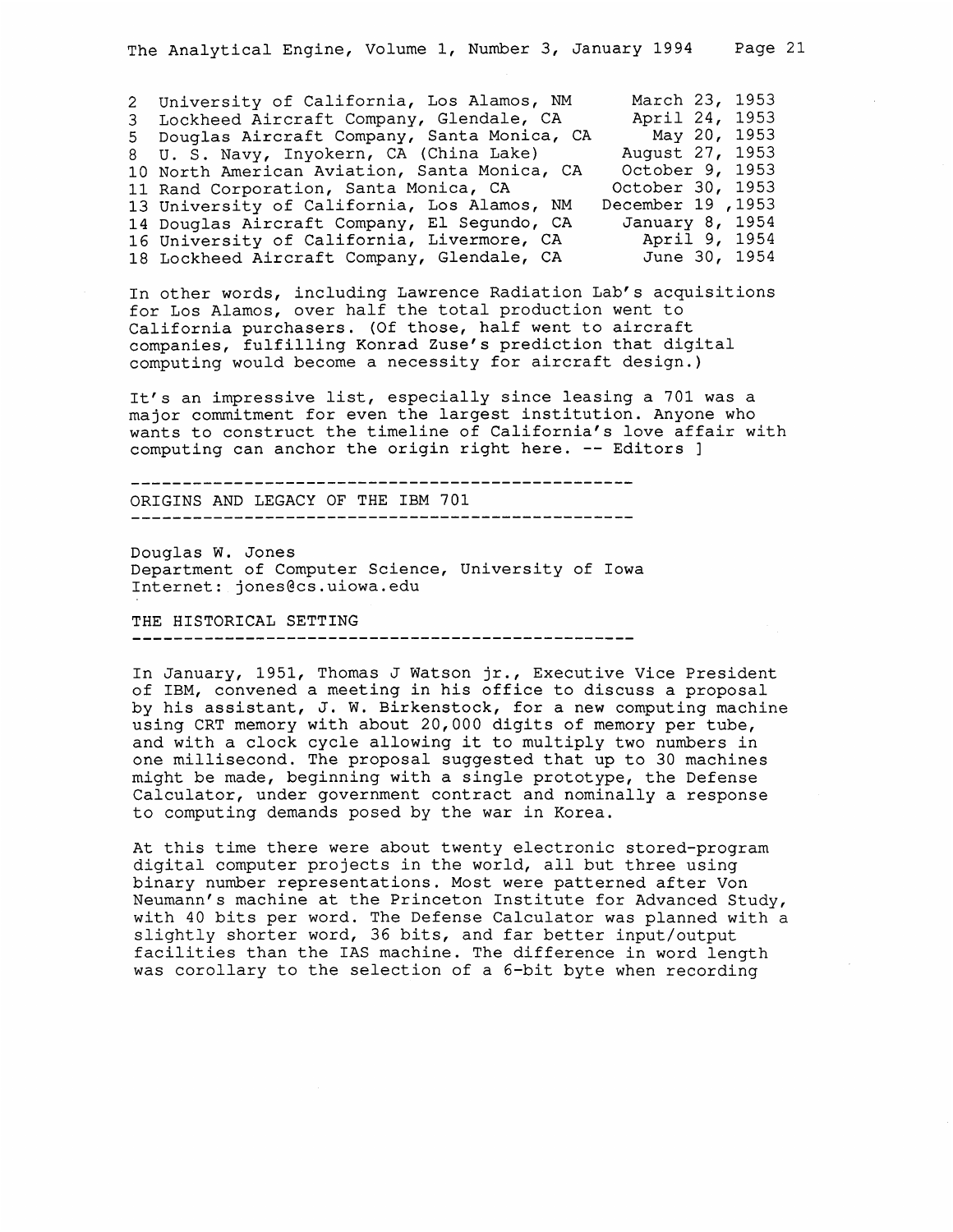| | | |
|---|---|---|
| 2 | University of California, Los Alamos, NM | March 23, 1953 |
| 3 | Lockheed Aircraft Company, Glendale, CA | April 24, 1953 |
| 5 | Douglas Aircraft Company, Santa Monica, CA | May 20, 1953 |
| 8 | U. S. Navy, Inyokern, CA (China Lake) | August 27, 1953 |
| 10 | North American Aviation, Santa Monica, CA | October 9, 1953 |
| 11 | Rand Corporation, Santa Monica, CA | October 30, 1953 |
| 13 | University of California, Los Alamos, NM | December 19 ,1953 |
| 14 | Douglas Aircraft Company, El Segundo, CA | January 8, 1954 |
| 16 | University of California, Livermore, CA | April 9, 1954 |
| 18 | Lockheed Aircraft Company, Glendale, CA | June 30, 1954 |

In other words, including Lawrence Radiation Lab's acquisitions for Los Alamos, over half the total production went to California purchasers. (Of those, half went to aircraft companies, fulfilling Konrad Zuse's prediction that digital computing would become a necessity for aircraft design.)

It's an impressive list, especially since leasing a 701 was a major commitment for even the largest institution. Anyone who wants to construct the timeline of California's love affair with computing can anchor the origin right here. -- Editors ]

## ORIGINS AND LEGACY OF THE IBM 701

Douglas W. Jones
Department of Computer Science, University of Iowa
Internet: jones@cs.uiowa.edu

### THE HISTORICAL SETTING

In January, 1951, Thomas J Watson jr., Executive Vice President of IBM, convened a meeting in his office to discuss a proposal by his assistant, J. W. Birkenstock, for a new computing machine using CRT memory with about 20,000 digits of memory per tube, and with a clock cycle allowing it to multiply two numbers in one millisecond. The proposal suggested that up to 30 machines might be made, beginning with a single prototype, the Defense Calculator, under government contract and nominally a response to computing demands posed by the war in Korea.

At this time there were about twenty electronic stored-program digital computer projects in the world, all but three using binary number representations. Most were patterned after Von Neumann's machine at the Princeton Institute for Advanced Study, with 40 bits per word. The Defense Calculator was planned with a slightly shorter word, 36 bits, and far better input/output facilities than the IAS machine. The difference in word length was corollary to the selection of a 6-bit byte when recording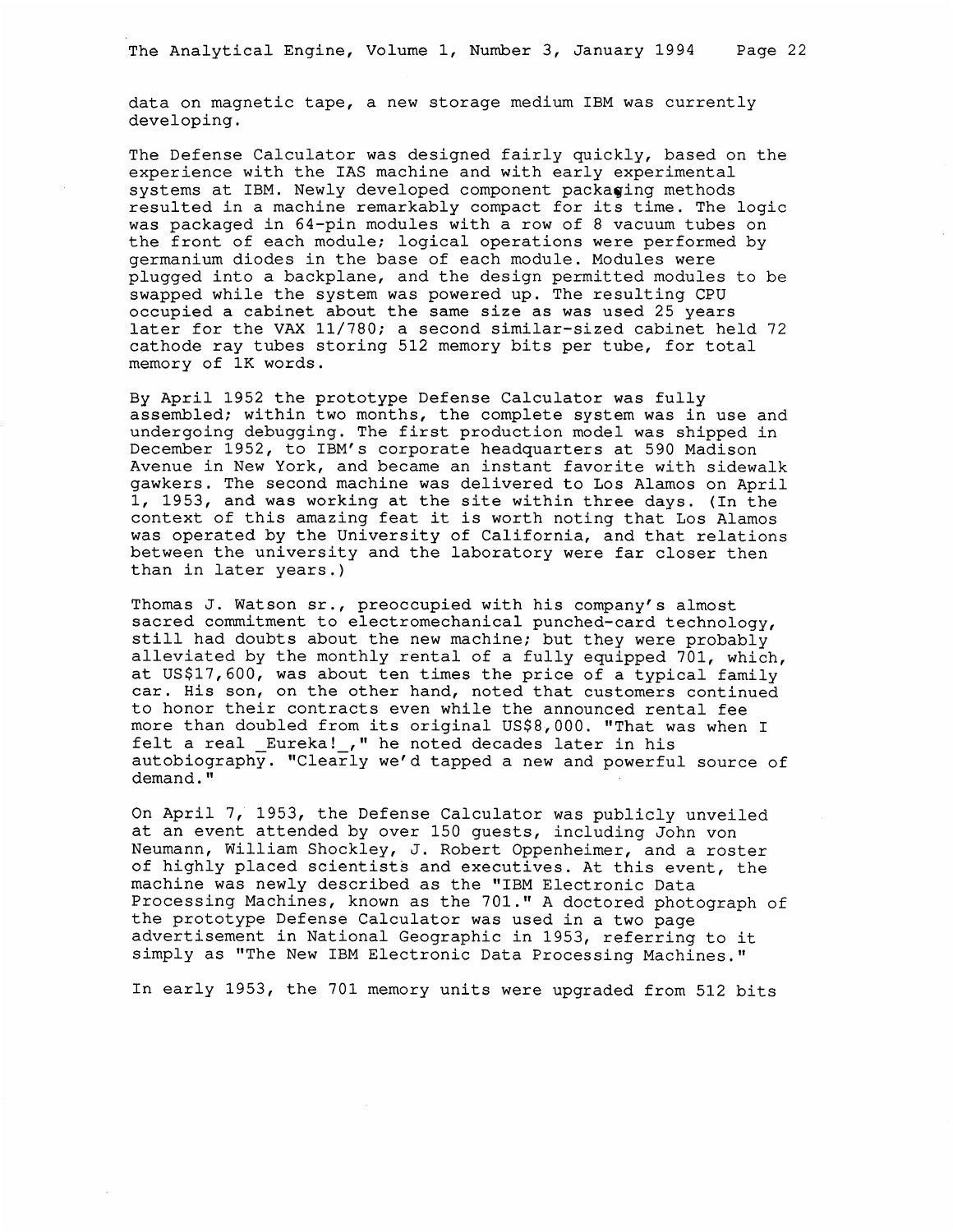data on magnetic tape, a new storage medium IBM was currently developing.

The Defense Calculator was designed fairly quickly, based on the experience with the IAS machine and with early experimental systems at IBM. Newly developed component packaging methods resulted in a machine remarkably compact for its time. The logic was packaged in 64-pin modules with a row of 8 vacuum tubes on the front of each module; logical operations were performed by germanium diodes in the base of each module. Modules were plugged into a backplane, and the design permitted modules to be swapped while the system was powered up. The resulting CPU occupied a cabinet about the same size as was used 25 years later for the VAX 11/780; a second similar-sized cabinet held 72 cathode ray tubes storing 512 memory bits per tube, for total memory of 1K words.

By April 1952 the prototype Defense Calculator was fully assembled; within two months, the complete system was in use and undergoing debugging. The first production model was shipped in December 1952, to IBM's corporate headquarters at 590 Madison Avenue in New York, and became an instant favorite with sidewalk gawkers. The second machine was delivered to Los Alamos on April 1, 1953, and was working at the site within three days. (In the context of this amazing feat it is worth noting that Los Alamos was operated by the University of California, and that relations between the university and the laboratory were far closer then than in later years.)

Thomas J. Watson sr., preoccupied with his company's almost sacred commitment to electromechanical punched-card technology, still had doubts about the new machine; but they were probably alleviated by the monthly rental of a fully equipped 701, which, at US$17,600, was about ten times the price of a typical family car. His son, on the other hand, noted that customers continued to honor their contracts even while the announced rental fee more than doubled from its original US$8,000. "That was when I felt a real _Eureka!_," he noted decades later in his autobiography. "Clearly we'd tapped a new and powerful source of demand."

On April 7, 1953, the Defense Calculator was publicly unveiled at an event attended by over 150 guests, including John von Neumann, William Shockley, J. Robert Oppenheimer, and a roster of highly placed scientists and executives. At this event, the machine was newly described as the "IBM Electronic Data Processing Machines, known as the 701." A doctored photograph of the prototype Defense Calculator was used in a two page advertisement in National Geographic in 1953, referring to it simply as "The New IBM Electronic Data Processing Machines."

In early 1953, the 701 memory units were upgraded from 512 bits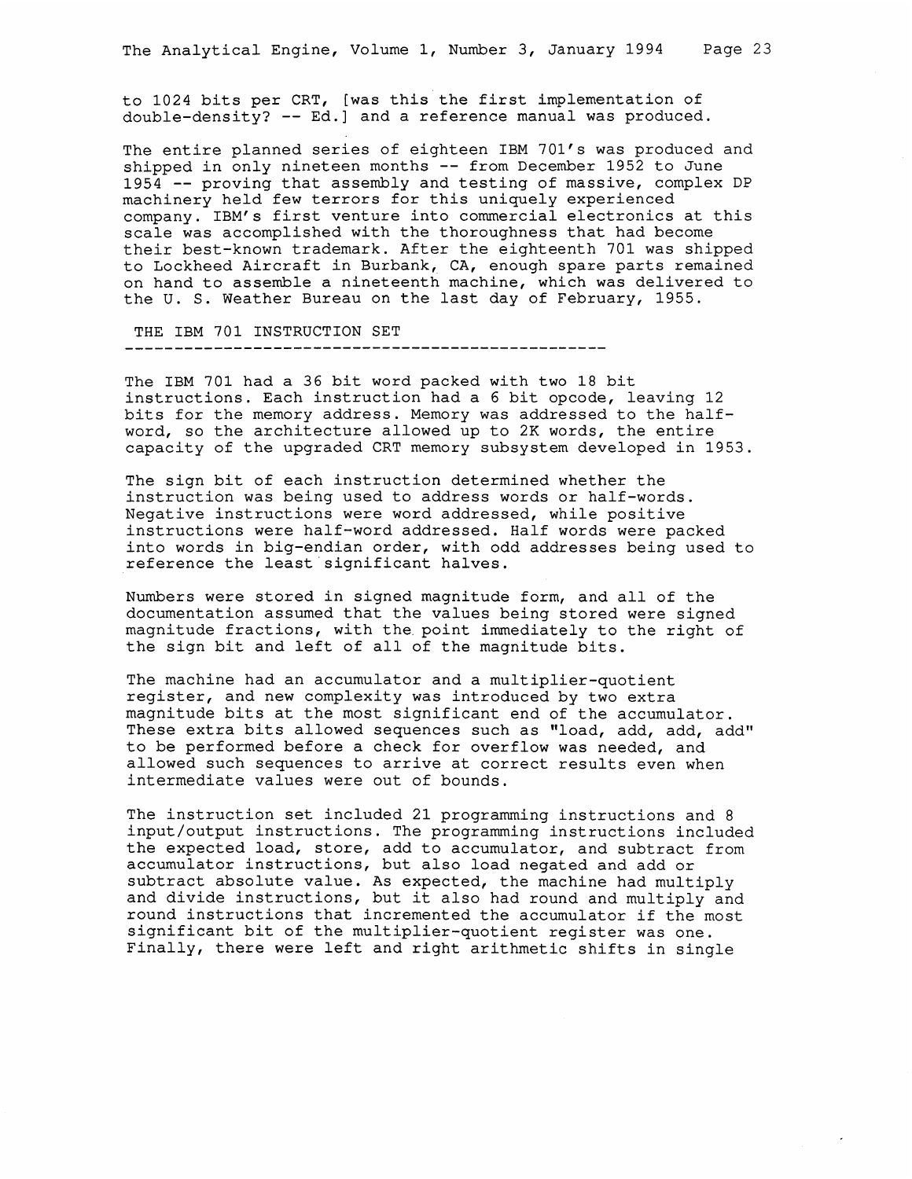to 1024 bits per CRT, [was this the first implementation of double-density? -- Ed.] and a reference manual was produced.

The entire planned series of eighteen IBM 701's was produced and shipped in only nineteen months -- from December 1952 to June 1954 -- proving that assembly and testing of massive, complex DP machinery held few terrors for this uniquely experienced company. IBM's first venture into commercial electronics at this scale was accomplished with the thoroughness that had become their best-known trademark. After the eighteenth 701 was shipped to Lockheed Aircraft in Burbank, CA, enough spare parts remained on hand to assemble a nineteenth machine, which was delivered to the U. S. Weather Bureau on the last day of February, 1955.

## THE IBM 701 INSTRUCTION SET

The IBM 701 had a 36 bit word packed with two 18 bit instructions. Each instruction had a 6 bit opcode, leaving 12 bits for the memory address. Memory was addressed to the half-word, so the architecture allowed up to 2K words, the entire capacity of the upgraded CRT memory subsystem developed in 1953.

The sign bit of each instruction determined whether the instruction was being used to address words or half-words. Negative instructions were word addressed, while positive instructions were half-word addressed. Half words were packed into words in big-endian order, with odd addresses being used to reference the least significant halves.

Numbers were stored in signed magnitude form, and all of the documentation assumed that the values being stored were signed magnitude fractions, with the point immediately to the right of the sign bit and left of all of the magnitude bits.

The machine had an accumulator and a multiplier-quotient register, and new complexity was introduced by two extra magnitude bits at the most significant end of the accumulator. These extra bits allowed sequences such as "load, add, add, add" to be performed before a check for overflow was needed, and allowed such sequences to arrive at correct results even when intermediate values were out of bounds.

The instruction set included 21 programming instructions and 8 input/output instructions. The programming instructions included the expected load, store, add to accumulator, and subtract from accumulator instructions, but also load negated and add or subtract absolute value. As expected, the machine had multiply and divide instructions, but it also had round and multiply and round instructions that incremented the accumulator if the most significant bit of the multiplier-quotient register was one. Finally, there were left and right arithmetic shifts in single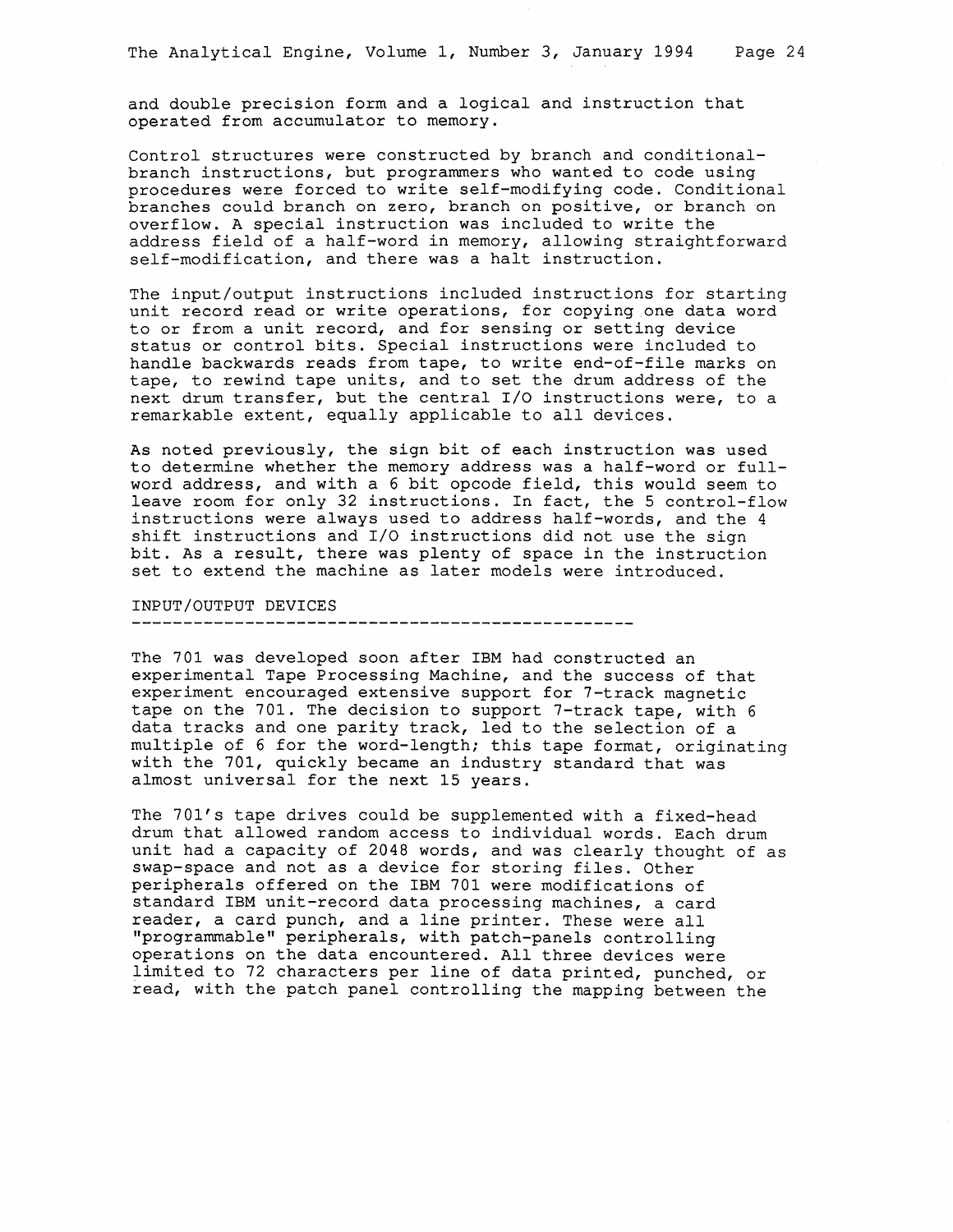and double precision form and a logical and instruction that operated from accumulator to memory.

Control structures were constructed by branch and conditional-branch instructions, but programmers who wanted to code using procedures were forced to write self-modifying code. Conditional branches could branch on zero, branch on positive, or branch on overflow. A special instruction was included to write the address field of a half-word in memory, allowing straightforward self-modification, and there was a halt instruction.

The input/output instructions included instructions for starting unit record read or write operations, for copying one data word to or from a unit record, and for sensing or setting device status or control bits. Special instructions were included to handle backwards reads from tape, to write end-of-file marks on tape, to rewind tape units, and to set the drum address of the next drum transfer, but the central I/O instructions were, to a remarkable extent, equally applicable to all devices.

As noted previously, the sign bit of each instruction was used to determine whether the memory address was a half-word or full-word address, and with a 6 bit opcode field, this would seem to leave room for only 32 instructions. In fact, the 5 control-flow instructions were always used to address half-words, and the 4 shift instructions and I/O instructions did not use the sign bit. As a result, there was plenty of space in the instruction set to extend the machine as later models were introduced.

## INPUT/OUTPUT DEVICES

The 701 was developed soon after IBM had constructed an experimental Tape Processing Machine, and the success of that experiment encouraged extensive support for 7-track magnetic tape on the 701. The decision to support 7-track tape, with 6 data tracks and one parity track, led to the selection of a multiple of 6 for the word-length; this tape format, originating with the 701, quickly became an industry standard that was almost universal for the next 15 years.

The 701's tape drives could be supplemented with a fixed-head drum that allowed random access to individual words. Each drum unit had a capacity of 2048 words, and was clearly thought of as swap-space and not as a device for storing files. Other peripherals offered on the IBM 701 were modifications of standard IBM unit-record data processing machines, a card reader, a card punch, and a line printer. These were all "programmable" peripherals, with patch-panels controlling operations on the data encountered. All three devices were limited to 72 characters per line of data printed, punched, or read, with the patch panel controlling the mapping between the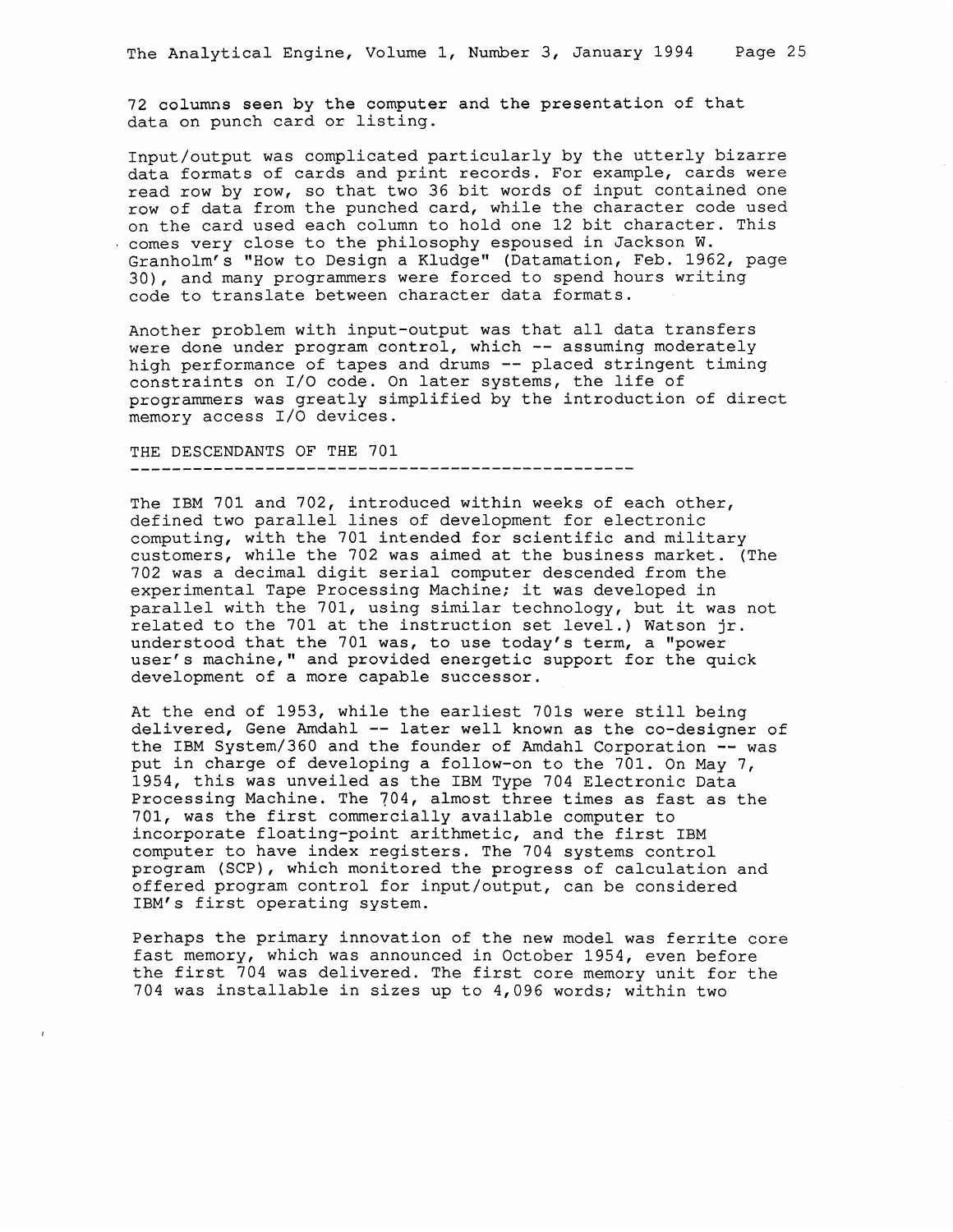72 columns seen by the computer and the presentation of that data on punch card or listing.

Input/output was complicated particularly by the utterly bizarre data formats of cards and print records. For example, cards were read row by row, so that two 36 bit words of input contained one row of data from the punched card, while the character code used on the card used each column to hold one 12 bit character. This comes very close to the philosophy espoused in Jackson W. Granholm's "How to Design a Kludge" (Datamation, Feb. 1962, page 30), and many programmers were forced to spend hours writing code to translate between character data formats.

Another problem with input-output was that all data transfers were done under program control, which -- assuming moderately high performance of tapes and drums -- placed stringent timing constraints on I/O code. On later systems, the life of programmers was greatly simplified by the introduction of direct memory access I/O devices.

## THE DESCENDANTS OF THE 701

The IBM 701 and 702, introduced within weeks of each other, defined two parallel lines of development for electronic computing, with the 701 intended for scientific and military customers, while the 702 was aimed at the business market. (The 702 was a decimal digit serial computer descended from the experimental Tape Processing Machine; it was developed in parallel with the 701, using similar technology, but it was not related to the 701 at the instruction set level.) Watson jr. understood that the 701 was, to use today's term, a "power user's machine," and provided energetic support for the quick development of a more capable successor.

At the end of 1953, while the earliest 701s were still being delivered, Gene Amdahl -- later well known as the co-designer of the IBM System/360 and the founder of Amdahl Corporation -- was put in charge of developing a follow-on to the 701. On May 7, 1954, this was unveiled as the IBM Type 704 Electronic Data Processing Machine. The 704, almost three times as fast as the 701, was the first commercially available computer to incorporate floating-point arithmetic, and the first IBM computer to have index registers. The 704 systems control program (SCP), which monitored the progress of calculation and offered program control for input/output, can be considered IBM's first operating system.

Perhaps the primary innovation of the new model was ferrite core fast memory, which was announced in October 1954, even before the first 704 was delivered. The first core memory unit for the 704 was installable in sizes up to 4,096 words; within two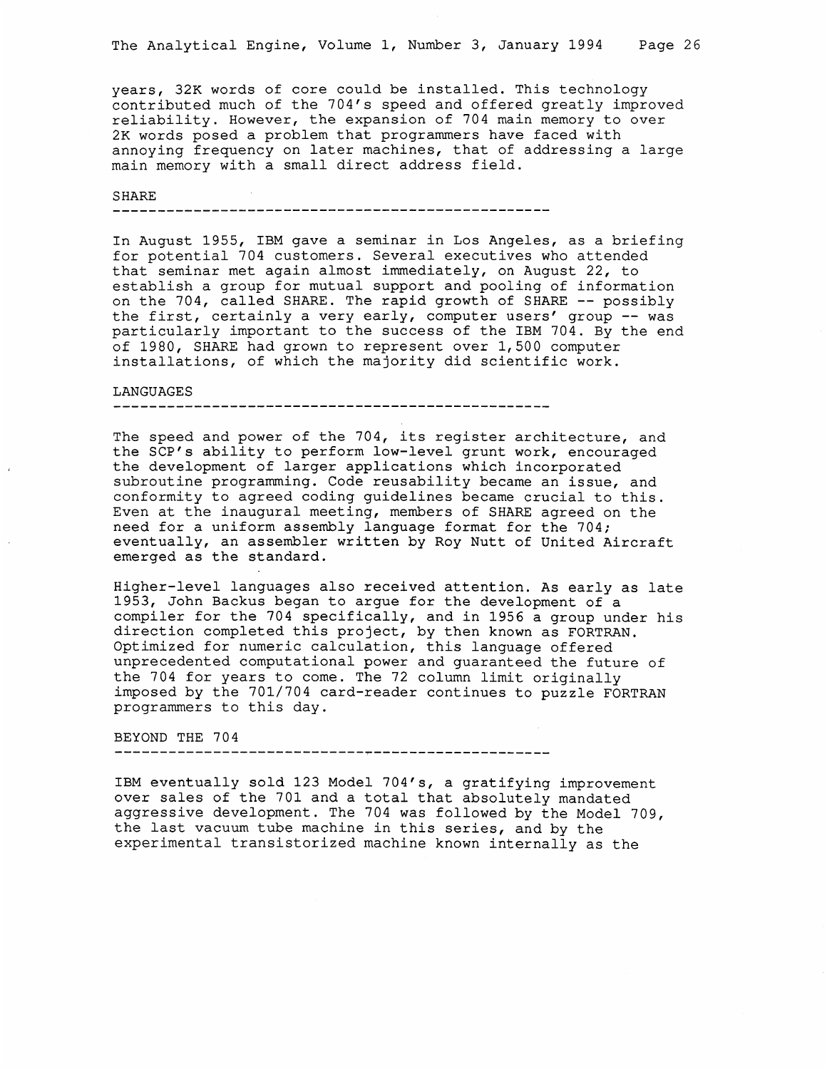years, 32K words of core could be installed. This technology contributed much of the 704's speed and offered greatly improved reliability. However, the expansion of 704 main memory to over 2K words posed a problem that programmers have faced with annoying frequency on later machines, that of addressing a large main memory with a small direct address field.

## SHARE

In August 1955, IBM gave a seminar in Los Angeles, as a briefing for potential 704 customers. Several executives who attended that seminar met again almost immediately, on August 22, to establish a group for mutual support and pooling of information on the 704, called SHARE. The rapid growth of SHARE -- possibly the first, certainly a very early, computer users' group -- was particularly important to the success of the IBM 704. By the end of 1980, SHARE had grown to represent over 1,500 computer installations, of which the majority did scientific work.

## LANGUAGES

The speed and power of the 704, its register architecture, and the SCP's ability to perform low-level grunt work, encouraged the development of larger applications which incorporated subroutine programming. Code reusability became an issue, and conformity to agreed coding guidelines became crucial to this. Even at the inaugural meeting, members of SHARE agreed on the need for a uniform assembly language format for the 704; eventually, an assembler written by Roy Nutt of United Aircraft emerged as the standard.

Higher-level languages also received attention. As early as late 1953, John Backus began to argue for the development of a compiler for the 704 specifically, and in 1956 a group under his direction completed this project, by then known as FORTRAN. Optimized for numeric calculation, this language offered unprecedented computational power and guaranteed the future of the 704 for years to come. The 72 column limit originally imposed by the 701/704 card-reader continues to puzzle FORTRAN programmers to this day.

## BEYOND THE 704

IBM eventually sold 123 Model 704's, a gratifying improvement over sales of the 701 and a total that absolutely mandated aggressive development. The 704 was followed by the Model 709, the last vacuum tube machine in this series, and by the experimental transistorized machine known internally as the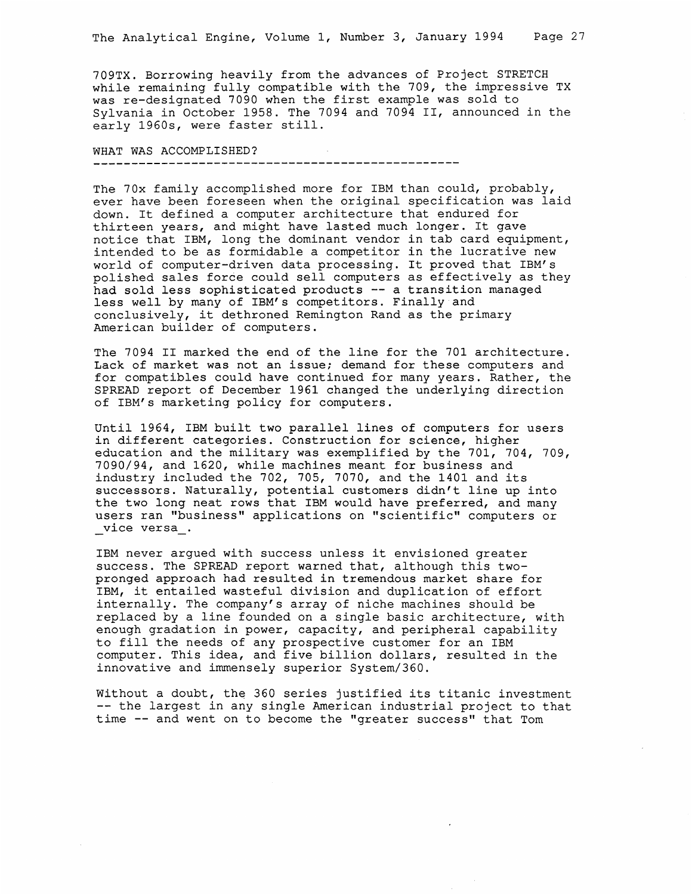709TX. Borrowing heavily from the advances of Project STRETCH while remaining fully compatible with the 709, the impressive TX was re-designated 7090 when the first example was sold to Sylvania in October 1958. The 7094 and 7094 II, announced in the early 1960s, were faster still.

## WHAT WAS ACCOMPLISHED?

The 70x family accomplished more for IBM than could, probably, ever have been foreseen when the original specification was laid down. It defined a computer architecture that endured for thirteen years, and might have lasted much longer. It gave notice that IBM, long the dominant vendor in tab card equipment, intended to be as formidable a competitor in the lucrative new world of computer-driven data processing. It proved that IBM's polished sales force could sell computers as effectively as they had sold less sophisticated products -- a transition managed less well by many of IBM's competitors. Finally and conclusively, it dethroned Remington Rand as the primary American builder of computers.

The 7094 II marked the end of the line for the 701 architecture. Lack of market was not an issue; demand for these computers and for compatibles could have continued for many years. Rather, the SPREAD report of December 1961 changed the underlying direction of IBM's marketing policy for computers.

Until 1964, IBM built two parallel lines of computers for users in different categories. Construction for science, higher education and the military was exemplified by the 701, 704, 709, 7090/94, and 1620, while machines meant for business and industry included the 702, 705, 7070, and the 1401 and its successors. Naturally, potential customers didn't line up into the two long neat rows that IBM would have preferred, and many users ran "business" applications on "scientific" computers or *vice versa*.

IBM never argued with success unless it envisioned greater success. The SPREAD report warned that, although this two-pronged approach had resulted in tremendous market share for IBM, it entailed wasteful division and duplication of effort internally. The company's array of niche machines should be replaced by a line founded on a single basic architecture, with enough gradation in power, capacity, and peripheral capability to fill the needs of any prospective customer for an IBM computer. This idea, and five billion dollars, resulted in the innovative and immensely superior System/360.

Without a doubt, the 360 series justified its titanic investment -- the largest in any single American industrial project to that time -- and went on to become the "greater success" that Tom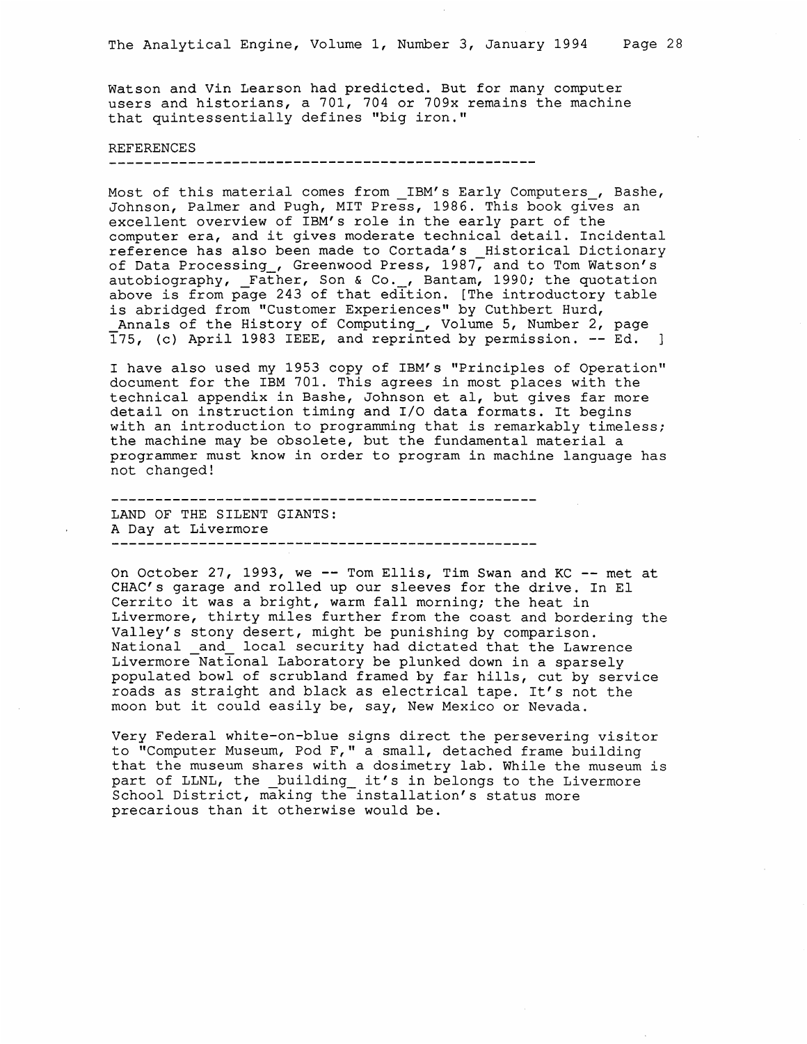Watson and Vin Learson had predicted. But for many computer users and historians, a 701, 704 or 709x remains the machine that quintessentially defines "big iron."

## REFERENCES

Most of this material comes from _IBM's Early Computers_, Bashe, Johnson, Palmer and Pugh, MIT Press, 1986. This book gives an excellent overview of IBM's role in the early part of the computer era, and it gives moderate technical detail. Incidental reference has also been made to Cortada's _Historical Dictionary of Data Processing_, Greenwood Press, 1987, and to Tom Watson's autobiography, _Father, Son & Co._, Bantam, 1990; the quotation above is from page 243 of that edition. [The introductory table is abridged from "Customer Experiences" by Cuthbert Hurd, _Annals of the History of Computing_, Volume 5, Number 2, page 175, (c) April 1983 IEEE, and reprinted by permission. -- Ed. ]

I have also used my 1953 copy of IBM's "Principles of Operation" document for the IBM 701. This agrees in most places with the technical appendix in Bashe, Johnson et al, but gives far more detail on instruction timing and I/O data formats. It begins with an introduction to programming that is remarkably timeless; the machine may be obsolete, but the fundamental material a programmer must know in order to program in machine language has not changed!

## LAND OF THE SILENT GIANTS: A Day at Livermore

On October 27, 1993, we -- Tom Ellis, Tim Swan and KC -- met at CHAC's garage and rolled up our sleeves for the drive. In El Cerrito it was a bright, warm fall morning; the heat in Livermore, thirty miles further from the coast and bordering the Valley's stony desert, might be punishing by comparison. National _and_ local security had dictated that the Lawrence Livermore National Laboratory be plunked down in a sparsely populated bowl of scrubland framed by far hills, cut by service roads as straight and black as electrical tape. It's not the moon but it could easily be, say, New Mexico or Nevada.

Very Federal white-on-blue signs direct the persevering visitor to "Computer Museum, Pod F," a small, detached frame building that the museum shares with a dosimetry lab. While the museum is part of LLNL, the _building_ it's in belongs to the Livermore School District, making the installation's status more precarious than it otherwise would be.